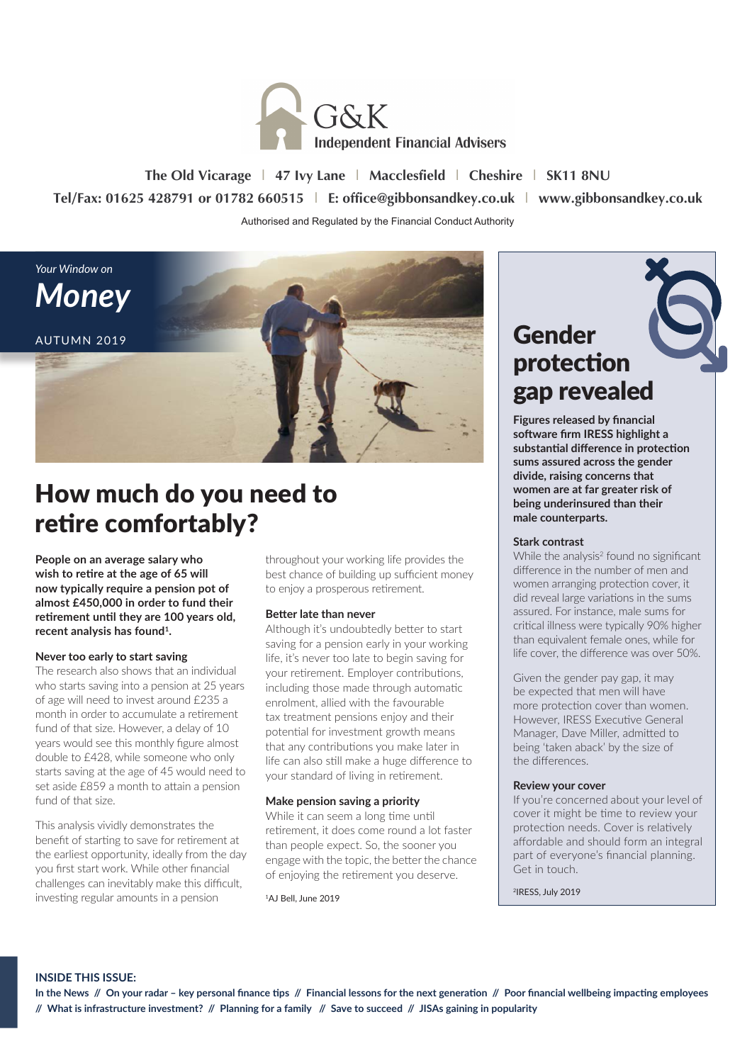G&K Independent Financial Advisers

The Old Vicarage | 47 Ivy Lane | Macclesfield | Cheshire | SK11 8NU

Tel/Fax: 01625 428791 or 01782 660515 | E: office@gibbonsandkey.co.uk | www.gibbonsandkey.co.uk

Authorised and Regulated by the Financial Conduct Authority

*Your Window on*

***Money***

AUTUMN 2019

# How much do you need to retire comfortably?

**People on an average salary who wish to retire at the age of 65 will now typically require a pension pot of almost £450,000 in order to fund their retirement until they are 100 years old, recent analysis has found[1].**

### Never too early to start saving

The research also shows that an individual who starts saving into a pension at 25 years of age will need to invest around £235 a month in order to accumulate a retirement fund of that size. However, a delay of 10 years would see this monthly figure almost double to £428, while someone who only starts saving at the age of 45 would need to set aside £859 a month to attain a pension fund of that size.

This analysis vividly demonstrates the benefit of starting to save for retirement at the earliest opportunity, ideally from the day you first start work. While other financial challenges can inevitably make this difficult, investing regular amounts in a pension throughout your working life provides the best chance of building up sufficient money to enjoy a prosperous retirement.

### Better late than never

Although it's undoubtedly better to start saving for a pension early in your working life, it's never too late to begin saving for your retirement. Employer contributions, including those made through automatic enrolment, allied with the favourable tax treatment pensions enjoy and their potential for investment growth means that any contributions you make later in life can also still make a huge difference to your standard of living in retirement.

### Make pension saving a priority

While it can seem a long time until retirement, it does come round a lot faster than people expect. So, the sooner you engage with the topic, the better the chance of enjoying the retirement you deserve.

[1]AJ Bell, June 2019

# Gender protection gap revealed

**Figures released by financial software firm IRESS highlight a substantial difference in protection sums assured across the gender divide, raising concerns that women are at far greater risk of being underinsured than their male counterparts.**

### Stark contrast

While the analysis[2] found no significant difference in the number of men and women arranging protection cover, it did reveal large variations in the sums assured. For instance, male sums for critical illness were typically 90% higher than equivalent female ones, while for life cover, the difference was over 50%.

Given the gender pay gap, it may be expected that men will have more protection cover than women. However, IRESS Executive General Manager, Dave Miller, admitted to being 'taken aback' by the size of the differences.

### Review your cover

If you're concerned about your level of cover it might be time to review your protection needs. Cover is relatively affordable and should form an integral part of everyone's financial planning. Get in touch.

[2]IRESS, July 2019

**INSIDE THIS ISSUE:**

**In the News // On your radar – key personal finance tips // Financial lessons for the next generation // Poor financial wellbeing impacting employees // What is infrastructure investment? // Planning for a family // Save to succeed // JISAs gaining in popularity**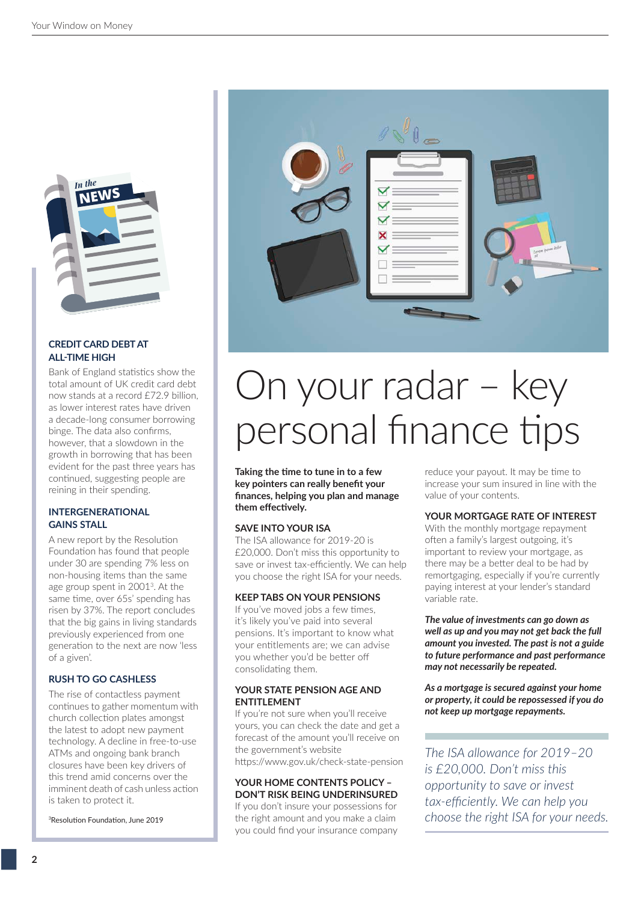## CREDIT CARD DEBT AT ALL-TIME HIGH

Bank of England statistics show the total amount of UK credit card debt now stands at a record £72.9 billion, as lower interest rates have driven a decade-long consumer borrowing binge. The data also confirms, however, that a slowdown in the growth in borrowing that has been evident for the past three years has continued, suggesting people are reining in their spending.

## INTERGENERATIONAL GAINS STALL

A new report by the Resolution Foundation has found that people under 30 are spending 7% less on non-housing items than the same age group spent in 2001[3]. At the same time, over 65s' spending has risen by 37%. The report concludes that the big gains in living standards previously experienced from one generation to the next are now 'less of a given'.

## RUSH TO GO CASHLESS

The rise of contactless payment continues to gather momentum with church collection plates amongst the latest to adopt new payment technology. A decline in free-to-use ATMs and ongoing bank branch closures have been key drivers of this trend amid concerns over the imminent death of cash unless action is taken to protect it.

[3]Resolution Foundation, June 2019

# On your radar – key personal finance tips

**Taking the time to tune in to a few key pointers can really benefit your finances, helping you plan and manage them effectively.**

### SAVE INTO YOUR ISA

The ISA allowance for 2019-20 is £20,000. Don't miss this opportunity to save or invest tax-efficiently. We can help you choose the right ISA for your needs.

### KEEP TABS ON YOUR PENSIONS

If you've moved jobs a few times, it's likely you've paid into several pensions. It's important to know what your entitlements are; we can advise you whether you'd be better off consolidating them.

### YOUR STATE PENSION AGE AND ENTITLEMENT

If you're not sure when you'll receive yours, you can check the date and get a forecast of the amount you'll receive on the government's website https://www.gov.uk/check-state-pension

### YOUR HOME CONTENTS POLICY – DON'T RISK BEING UNDERINSURED

If you don't insure your possessions for the right amount and you make a claim you could find your insurance company reduce your payout. It may be time to increase your sum insured in line with the value of your contents.

### YOUR MORTGAGE RATE OF INTEREST

With the monthly mortgage repayment often a family's largest outgoing, it's important to review your mortgage, as there may be a better deal to be had by remortgaging, especially if you're currently paying interest at your lender's standard variable rate.

***The value of investments can go down as well as up and you may not get back the full amount you invested. The past is not a guide to future performance and past performance may not necessarily be repeated.***

***As a mortgage is secured against your home or property, it could be repossessed if you do not keep up mortgage repayments.***

*The ISA allowance for 2019–20 is £20,000. Don't miss this opportunity to save or invest tax-efficiently. We can help you choose the right ISA for your needs.*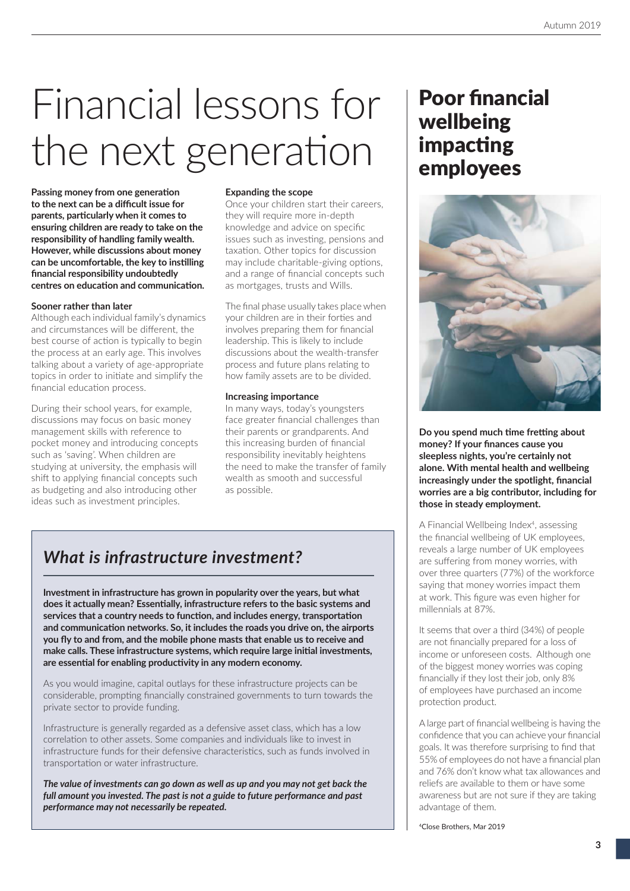# Financial lessons for the next generation

**Passing money from one generation to the next can be a difficult issue for parents, particularly when it comes to ensuring children are ready to take on the responsibility of handling family wealth. However, while discussions about money can be uncomfortable, the key to instilling financial responsibility undoubtedly centres on education and communication.**

**Sooner rather than later**

Although each individual family's dynamics and circumstances will be different, the best course of action is typically to begin the process at an early age. This involves talking about a variety of age-appropriate topics in order to initiate and simplify the financial education process.

During their school years, for example, discussions may focus on basic money management skills with reference to pocket money and introducing concepts such as 'saving'. When children are studying at university, the emphasis will shift to applying financial concepts such as budgeting and also introducing other ideas such as investment principles.

**Expanding the scope**

Once your children start their careers, they will require more in-depth knowledge and advice on specific issues such as investing, pensions and taxation. Other topics for discussion may include charitable-giving options, and a range of financial concepts such as mortgages, trusts and Wills.

The final phase usually takes place when your children are in their forties and involves preparing them for financial leadership. This is likely to include discussions about the wealth-transfer process and future plans relating to how family assets are to be divided.

**Increasing importance**

In many ways, today's youngsters face greater financial challenges than their parents or grandparents. And this increasing burden of financial responsibility inevitably heightens the need to make the transfer of family wealth as smooth and successful as possible.

## *What is infrastructure investment?*

**Investment in infrastructure has grown in popularity over the years, but what does it actually mean? Essentially, infrastructure refers to the basic systems and services that a country needs to function, and includes energy, transportation and communication networks. So, it includes the roads you drive on, the airports you fly to and from, and the mobile phone masts that enable us to receive and make calls. These infrastructure systems, which require large initial investments, are essential for enabling productivity in any modern economy.**

As you would imagine, capital outlays for these infrastructure projects can be considerable, prompting financially constrained governments to turn towards the private sector to provide funding.

Infrastructure is generally regarded as a defensive asset class, which has a low correlation to other assets. Some companies and individuals like to invest in infrastructure funds for their defensive characteristics, such as funds involved in transportation or water infrastructure.

***The value of investments can go down as well as up and you may not get back the full amount you invested. The past is not a guide to future performance and past performance may not necessarily be repeated.***

# Poor financial wellbeing impacting employees

**Do you spend much time fretting about money? If your finances cause you sleepless nights, you're certainly not alone. With mental health and wellbeing increasingly under the spotlight, financial worries are a big contributor, including for those in steady employment.**

A Financial Wellbeing Index[4], assessing the financial wellbeing of UK employees, reveals a large number of UK employees are suffering from money worries, with over three quarters (77%) of the workforce saying that money worries impact them at work. This figure was even higher for millennials at 87%.

It seems that over a third (34%) of people are not financially prepared for a loss of income or unforeseen costs. Although one of the biggest money worries was coping financially if they lost their job, only 8% of employees have purchased an income protection product.

A large part of financial wellbeing is having the confidence that you can achieve your financial goals. It was therefore surprising to find that 55% of employees do not have a financial plan and 76% don't know what tax allowances and reliefs are available to them or have some awareness but are not sure if they are taking advantage of them.

[4]Close Brothers, Mar 2019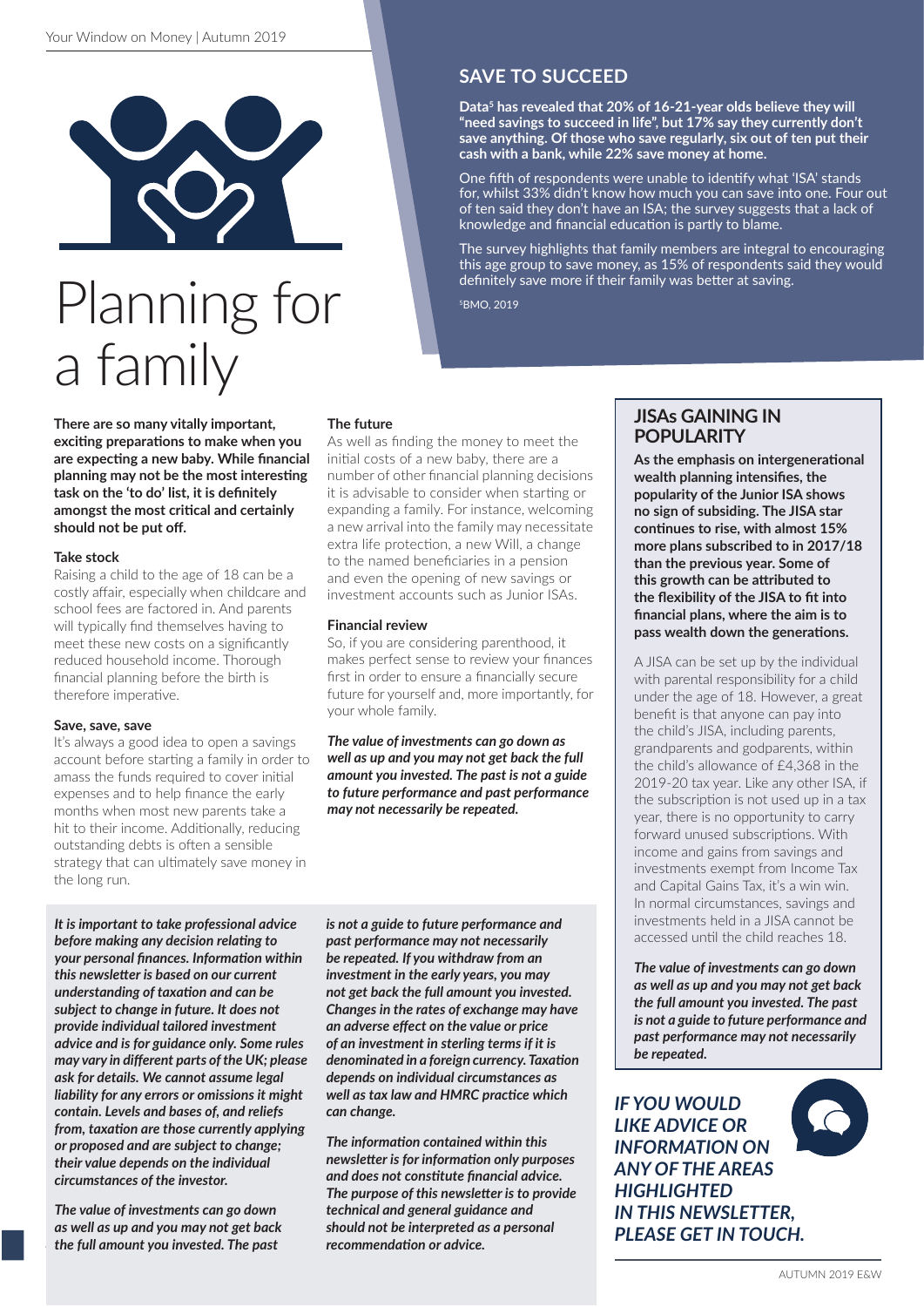# Planning for a family

**There are so many vitally important, exciting preparations to make when you are expecting a new baby. While financial planning may not be the most interesting task on the 'to do' list, it is definitely amongst the most critical and certainly should not be put off.**

### Take stock

Raising a child to the age of 18 can be a costly affair, especially when childcare and school fees are factored in. And parents will typically find themselves having to meet these new costs on a significantly reduced household income. Thorough financial planning before the birth is therefore imperative.

### Save, save, save

It's always a good idea to open a savings account before starting a family in order to amass the funds required to cover initial expenses and to help finance the early months when most new parents take a hit to their income. Additionally, reducing outstanding debts is often a sensible strategy that can ultimately save money in the long run.

### The future

As well as finding the money to meet the initial costs of a new baby, there are a number of other financial planning decisions it is advisable to consider when starting or expanding a family. For instance, welcoming a new arrival into the family may necessitate extra life protection, a new Will, a change to the named beneficiaries in a pension and even the opening of new savings or investment accounts such as Junior ISAs.

### Financial review

So, if you are considering parenthood, it makes perfect sense to review your finances first in order to ensure a financially secure future for yourself and, more importantly, for your whole family.

***The value of investments can go down as well as up and you may not get back the full amount you invested. The past is not a guide to future performance and past performance may not necessarily be repeated.***

## SAVE TO SUCCEED

**Data[5] has revealed that 20% of 16-21-year olds believe they will "need savings to succeed in life", but 17% say they currently don't save anything. Of those who save regularly, six out of ten put their cash with a bank, while 22% save money at home.**

One fifth of respondents were unable to identify what 'ISA' stands for, whilst 33% didn't know how much you can save into one. Four out of ten said they don't have an ISA; the survey suggests that a lack of knowledge and financial education is partly to blame.

The survey highlights that family members are integral to encouraging this age group to save money, as 15% of respondents said they would definitely save more if their family was better at saving.

[5]BMO, 2019

## JISAs GAINING IN POPULARITY

**As the emphasis on intergenerational wealth planning intensifies, the popularity of the Junior ISA shows no sign of subsiding. The JISA star continues to rise, with almost 15% more plans subscribed to in 2017/18 than the previous year. Some of this growth can be attributed to the flexibility of the JISA to fit into financial plans, where the aim is to pass wealth down the generations.**

A JISA can be set up by the individual with parental responsibility for a child under the age of 18. However, a great benefit is that anyone can pay into the child's JISA, including parents, grandparents and godparents, within the child's allowance of £4,368 in the 2019-20 tax year. Like any other ISA, if the subscription is not used up in a tax year, there is no opportunity to carry forward unused subscriptions. With income and gains from savings and investments exempt from Income Tax and Capital Gains Tax, it's a win win. In normal circumstances, savings and investments held in a JISA cannot be accessed until the child reaches 18.

***The value of investments can go down as well as up and you may not get back the full amount you invested. The past is not a guide to future performance and past performance may not necessarily be repeated.***

***It is important to take professional advice before making any decision relating to your personal finances. Information within this newsletter is based on our current understanding of taxation and can be subject to change in future. It does not provide individual tailored investment advice and is for guidance only. Some rules may vary in different parts of the UK; please ask for details. We cannot assume legal liability for any errors or omissions it might contain. Levels and bases of, and reliefs from, taxation are those currently applying or proposed and are subject to change; their value depends on the individual circumstances of the investor.***

***The value of investments can go down as well as up and you may not get back the full amount you invested. The past is not a guide to future performance and past performance may not necessarily be repeated. If you withdraw from an investment in the early years, you may not get back the full amount you invested. Changes in the rates of exchange may have an adverse effect on the value or price of an investment in sterling terms if it is denominated in a foreign currency. Taxation depends on individual circumstances as well as tax law and HMRC practice which can change.***

***The information contained within this newsletter is for information only purposes and does not constitute financial advice. The purpose of this newsletter is to provide technical and general guidance and should not be interpreted as a personal recommendation or advice.***

***IF YOU WOULD LIKE ADVICE OR INFORMATION ON ANY OF THE AREAS HIGHLIGHTED IN THIS NEWSLETTER, PLEASE GET IN TOUCH.***